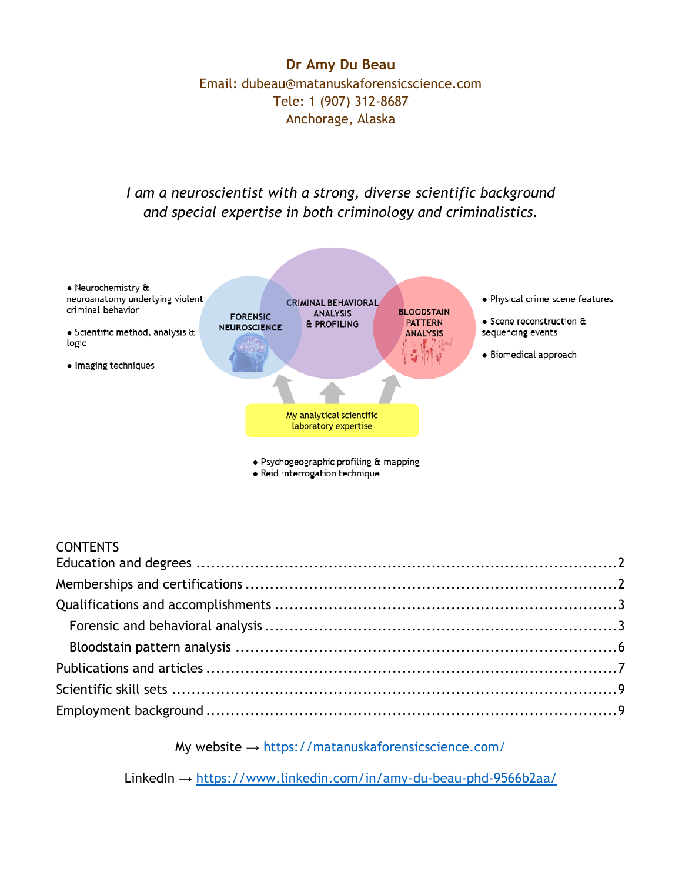# Dr Amy Du Beau

Email: dubeau@matanuskaforensicscience.com
Tele: 1 (907) 312-8687
Anchorage, Alaska

*I am a neuroscientist with a strong, diverse scientific background and special expertise in both criminology and criminalistics.*

- Neurochemistry & neuroanatomy underlying violent criminal behavior
- Scientific method, analysis & logic
- Imaging techniques

FORENSIC NEUROSCIENCE

CRIMINAL BEHAVIORAL ANALYSIS & PROFILING

BLOODSTAIN PATTERN ANALYSIS

- Physical crime scene features
- Scene reconstruction & sequencing events
- Biomedical approach

My analytical scientific laboratory expertise

- Psychogeographic profiling & mapping
- Reid interrogation technique

CONTENTS

- Education and degrees ....................2
- Memberships and certifications ....................2
- Qualifications and accomplishments ....................3
  - Forensic and behavioral analysis ....................3
  - Bloodstain pattern analysis ....................6
- Publications and articles ....................7
- Scientific skill sets ....................9
- Employment background ....................9

My website → https://matanuskaforensicscience.com/

LinkedIn → https://www.linkedin.com/in/amy-du-beau-phd-9566b2aa/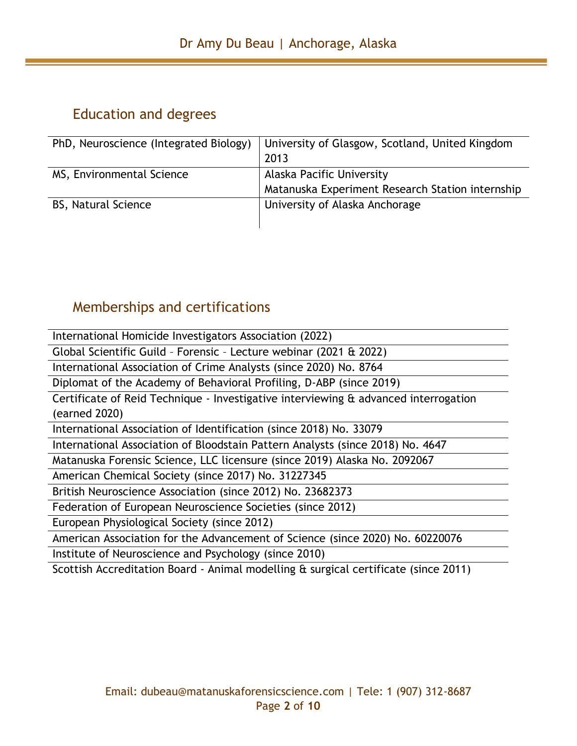## Education and degrees

| | |
|---|---|
| PhD, Neuroscience (Integrated Biology) | University of Glasgow, Scotland, United Kingdom 2013 |
| MS, Environmental Science | Alaska Pacific University<br>Matanuska Experiment Research Station internship |
| BS, Natural Science | University of Alaska Anchorage |

## Memberships and certifications

- International Homicide Investigators Association (2022)
- Global Scientific Guild – Forensic – Lecture webinar (2021 & 2022)
- International Association of Crime Analysts (since 2020) No. 8764
- Diplomat of the Academy of Behavioral Profiling, D-ABP (since 2019)
- Certificate of Reid Technique - Investigative interviewing & advanced interrogation (earned 2020)
- International Association of Identification (since 2018) No. 33079
- International Association of Bloodstain Pattern Analysts (since 2018) No. 4647
- Matanuska Forensic Science, LLC licensure (since 2019) Alaska No. 2092067
- American Chemical Society (since 2017) No. 31227345
- British Neuroscience Association (since 2012) No. 23682373
- Federation of European Neuroscience Societies (since 2012)
- European Physiological Society (since 2012)
- American Association for the Advancement of Science (since 2020) No. 60220076
- Institute of Neuroscience and Psychology (since 2010)
- Scottish Accreditation Board - Animal modelling & surgical certificate (since 2011)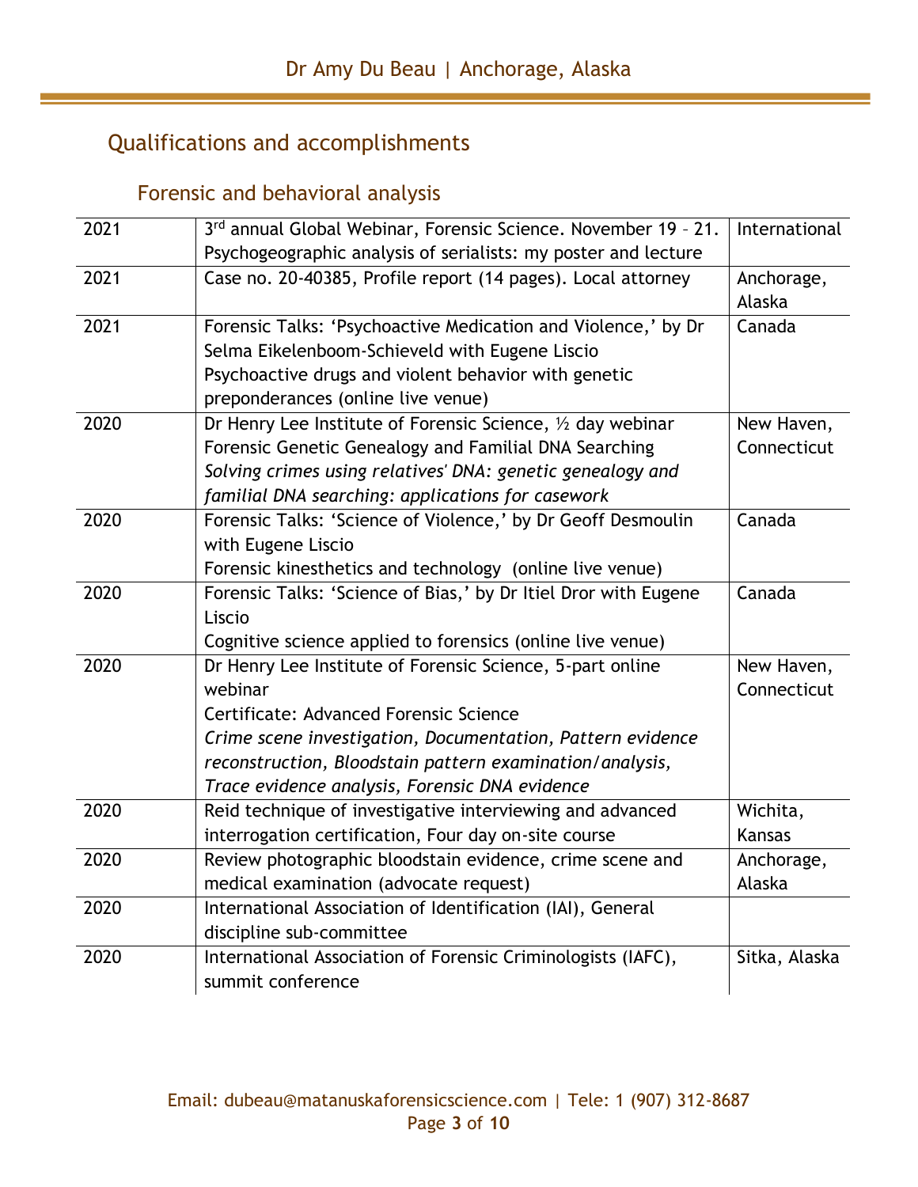## Qualifications and accomplishments

### Forensic and behavioral analysis

| | | |
|---|---|---|
| 2021 | 3rd annual Global Webinar, Forensic Science. November 19 – 21. Psychogeographic analysis of serialists: my poster and lecture | International |
| 2021 | Case no. 20-40385, Profile report (14 pages). Local attorney | Anchorage, Alaska |
| 2021 | Forensic Talks: 'Psychoactive Medication and Violence,' by Dr Selma Eikelenboom-Schieveld with Eugene Liscio<br>Psychoactive drugs and violent behavior with genetic preponderances (online live venue) | Canada |
| 2020 | Dr Henry Lee Institute of Forensic Science, ½ day webinar<br>Forensic Genetic Genealogy and Familial DNA Searching<br>*Solving crimes using relatives' DNA: genetic genealogy and familial DNA searching: applications for casework* | New Haven, Connecticut |
| 2020 | Forensic Talks: 'Science of Violence,' by Dr Geoff Desmoulin with Eugene Liscio<br>Forensic kinesthetics and technology (online live venue) | Canada |
| 2020 | Forensic Talks: 'Science of Bias,' by Dr Itiel Dror with Eugene Liscio<br>Cognitive science applied to forensics (online live venue) | Canada |
| 2020 | Dr Henry Lee Institute of Forensic Science, 5-part online webinar<br>Certificate: Advanced Forensic Science<br>*Crime scene investigation, Documentation, Pattern evidence reconstruction, Bloodstain pattern examination/analysis, Trace evidence analysis, Forensic DNA evidence* | New Haven, Connecticut |
| 2020 | Reid technique of investigative interviewing and advanced interrogation certification, Four day on-site course | Wichita, Kansas |
| 2020 | Review photographic bloodstain evidence, crime scene and medical examination (advocate request) | Anchorage, Alaska |
| 2020 | International Association of Identification (IAI), General discipline sub-committee | |
| 2020 | International Association of Forensic Criminologists (IAFC), summit conference | Sitka, Alaska |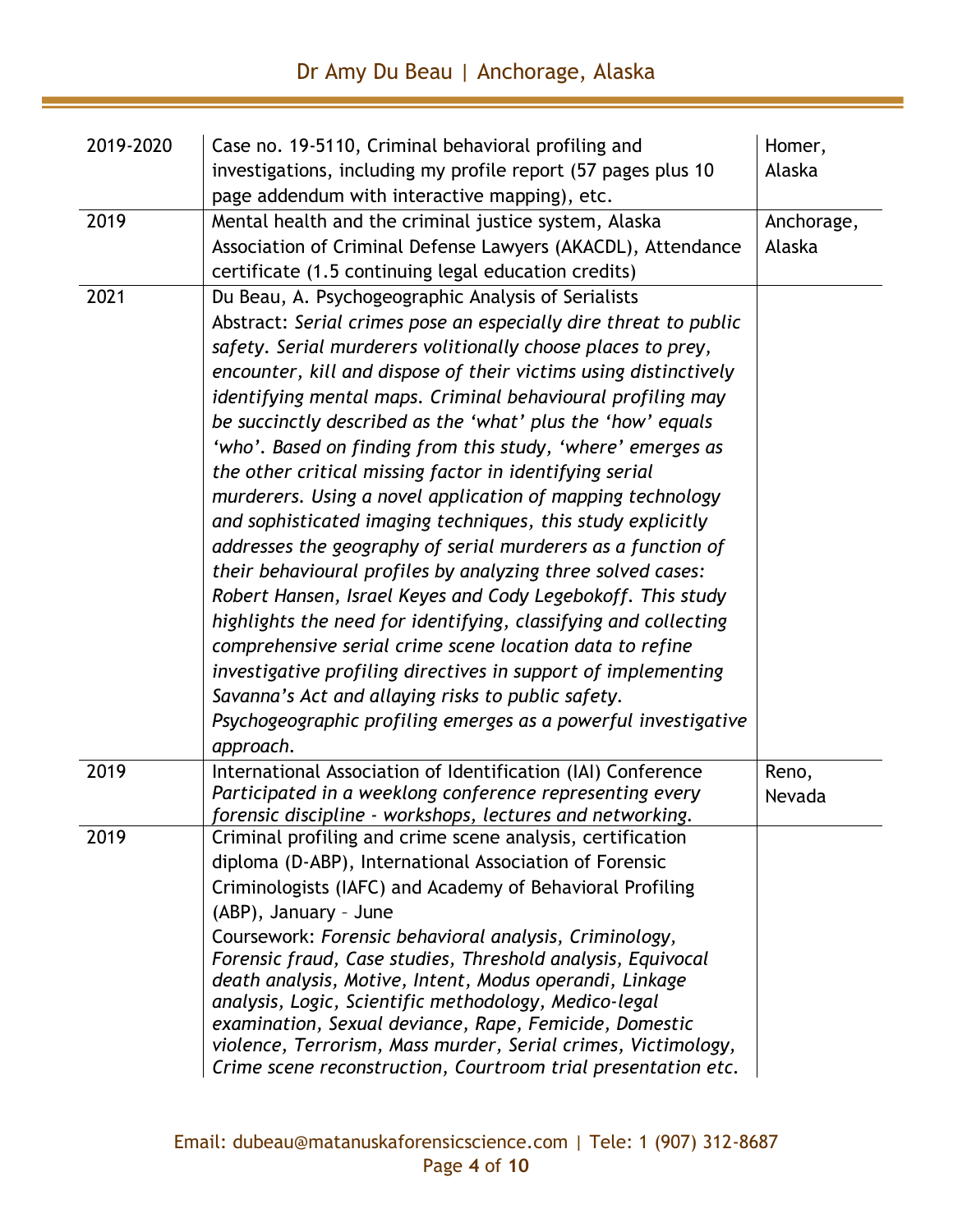| | | |
|---|---|---|
| 2019-2020 | Case no. 19-5110, Criminal behavioral profiling and investigations, including my profile report (57 pages plus 10 page addendum with interactive mapping), etc. | Homer, Alaska |
| 2019 | Mental health and the criminal justice system, Alaska Association of Criminal Defense Lawyers (AKACDL), Attendance certificate (1.5 continuing legal education credits) | Anchorage, Alaska |
| 2021 | Du Beau, A. Psychogeographic Analysis of Serialists<br>Abstract: *Serial crimes pose an especially dire threat to public safety. Serial murderers volitionally choose places to prey, encounter, kill and dispose of their victims using distinctively identifying mental maps. Criminal behavioural profiling may be succinctly described as the 'what' plus the 'how' equals 'who'. Based on finding from this study, 'where' emerges as the other critical missing factor in identifying serial murderers. Using a novel application of mapping technology and sophisticated imaging techniques, this study explicitly addresses the geography of serial murderers as a function of their behavioural profiles by analyzing three solved cases: Robert Hansen, Israel Keyes and Cody Legebokoff. This study highlights the need for identifying, classifying and collecting comprehensive serial crime scene location data to refine investigative profiling directives in support of implementing Savanna's Act and allaying risks to public safety. Psychogeographic profiling emerges as a powerful investigative approach.* | |
| 2019 | International Association of Identification (IAI) Conference<br>*Participated in a weeklong conference representing every forensic discipline - workshops, lectures and networking.* | Reno, Nevada |
| 2019 | Criminal profiling and crime scene analysis, certification diploma (D-ABP), International Association of Forensic Criminologists (IAFC) and Academy of Behavioral Profiling (ABP), January – June<br>Coursework: *Forensic behavioral analysis, Criminology, Forensic fraud, Case studies, Threshold analysis, Equivocal death analysis, Motive, Intent, Modus operandi, Linkage analysis, Logic, Scientific methodology, Medico-legal examination, Sexual deviance, Rape, Femicide, Domestic violence, Terrorism, Mass murder, Serial crimes, Victimology, Crime scene reconstruction, Courtroom trial presentation etc.* | |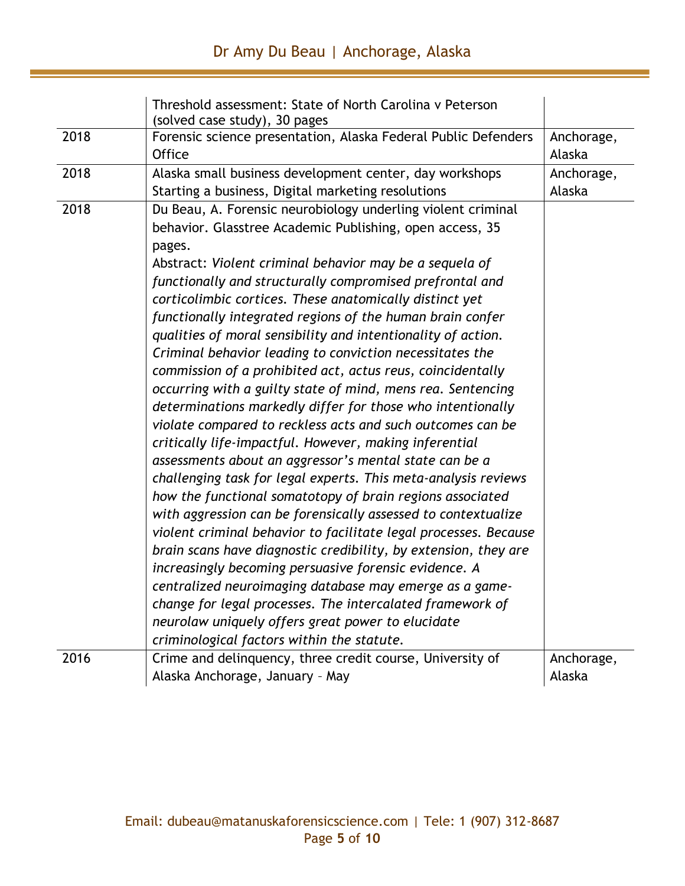| | | |
|---|---|---|
| | Threshold assessment: State of North Carolina v Peterson (solved case study), 30 pages | |
| 2018 | Forensic science presentation, Alaska Federal Public Defenders Office | Anchorage, Alaska |
| 2018 | Alaska small business development center, day workshops Starting a business, Digital marketing resolutions | Anchorage, Alaska |
| 2018 | Du Beau, A. Forensic neurobiology underling violent criminal behavior. Glasstree Academic Publishing, open access, 35 pages.<br>Abstract: *Violent criminal behavior may be a sequela of functionally and structurally compromised prefrontal and corticolimbic cortices. These anatomically distinct yet functionally integrated regions of the human brain confer qualities of moral sensibility and intentionality of action. Criminal behavior leading to conviction necessitates the commission of a prohibited act, actus reus, coincidentally occurring with a guilty state of mind, mens rea. Sentencing determinations markedly differ for those who intentionally violate compared to reckless acts and such outcomes can be critically life-impactful. However, making inferential assessments about an aggressor's mental state can be a challenging task for legal experts. This meta-analysis reviews how the functional somatotopy of brain regions associated with aggression can be forensically assessed to contextualize violent criminal behavior to facilitate legal processes. Because brain scans have diagnostic credibility, by extension, they are increasingly becoming persuasive forensic evidence. A centralized neuroimaging database may emerge as a game-change for legal processes. The intercalated framework of neurolaw uniquely offers great power to elucidate criminological factors within the statute.* | |
| 2016 | Crime and delinquency, three credit course, University of Alaska Anchorage, January – May | Anchorage, Alaska |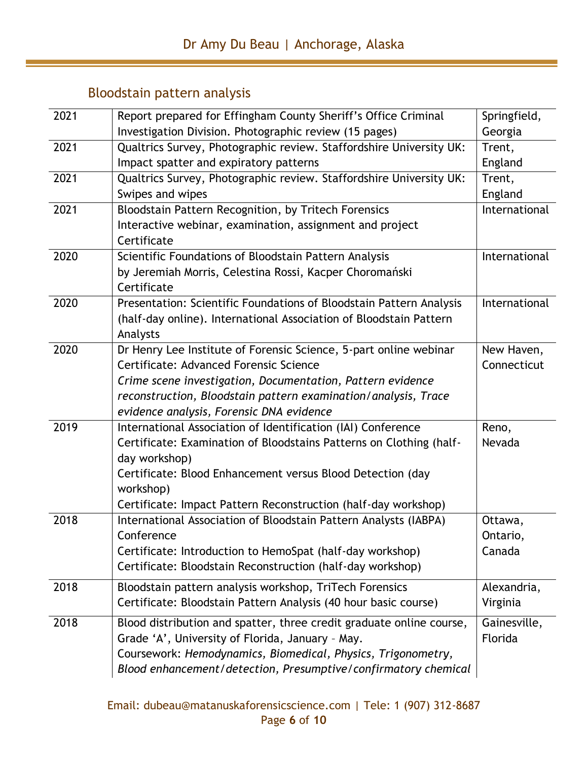## Bloodstain pattern analysis

| | | |
|---|---|---|
| 2021 | Report prepared for Effingham County Sheriff's Office Criminal Investigation Division. Photographic review (15 pages) | Springfield, Georgia |
| 2021 | Qualtrics Survey, Photographic review. Staffordshire University UK: Impact spatter and expiratory patterns | Trent, England |
| 2021 | Qualtrics Survey, Photographic review. Staffordshire University UK: Swipes and wipes | Trent, England |
| 2021 | Bloodstain Pattern Recognition, by Tritech Forensics<br>Interactive webinar, examination, assignment and project<br>Certificate | International |
| 2020 | Scientific Foundations of Bloodstain Pattern Analysis<br>by Jeremiah Morris, Celestina Rossi, Kacper Choromański<br>Certificate | International |
| 2020 | Presentation: Scientific Foundations of Bloodstain Pattern Analysis (half-day online). International Association of Bloodstain Pattern Analysts | International |
| 2020 | Dr Henry Lee Institute of Forensic Science, 5-part online webinar<br>Certificate: Advanced Forensic Science<br>*Crime scene investigation, Documentation, Pattern evidence reconstruction, Bloodstain pattern examination/analysis, Trace evidence analysis, Forensic DNA evidence* | New Haven, Connecticut |
| 2019 | International Association of Identification (IAI) Conference<br>Certificate: Examination of Bloodstains Patterns on Clothing (half-day workshop)<br>Certificate: Blood Enhancement versus Blood Detection (day workshop)<br>Certificate: Impact Pattern Reconstruction (half-day workshop) | Reno, Nevada |
| 2018 | International Association of Bloodstain Pattern Analysts (IABPA) Conference<br>Certificate: Introduction to HemoSpat (half-day workshop)<br>Certificate: Bloodstain Reconstruction (half-day workshop) | Ottawa, Ontario, Canada |
| 2018 | Bloodstain pattern analysis workshop, TriTech Forensics<br>Certificate: Bloodstain Pattern Analysis (40 hour basic course) | Alexandria, Virginia |
| 2018 | Blood distribution and spatter, three credit graduate online course, Grade 'A', University of Florida, January – May.<br>Coursework: *Hemodynamics, Biomedical, Physics, Trigonometry, Blood enhancement/detection, Presumptive/confirmatory chemical* | Gainesville, Florida |

Email: dubeau@matanuskaforensicscience.com | Tele: 1 (907) 312-8687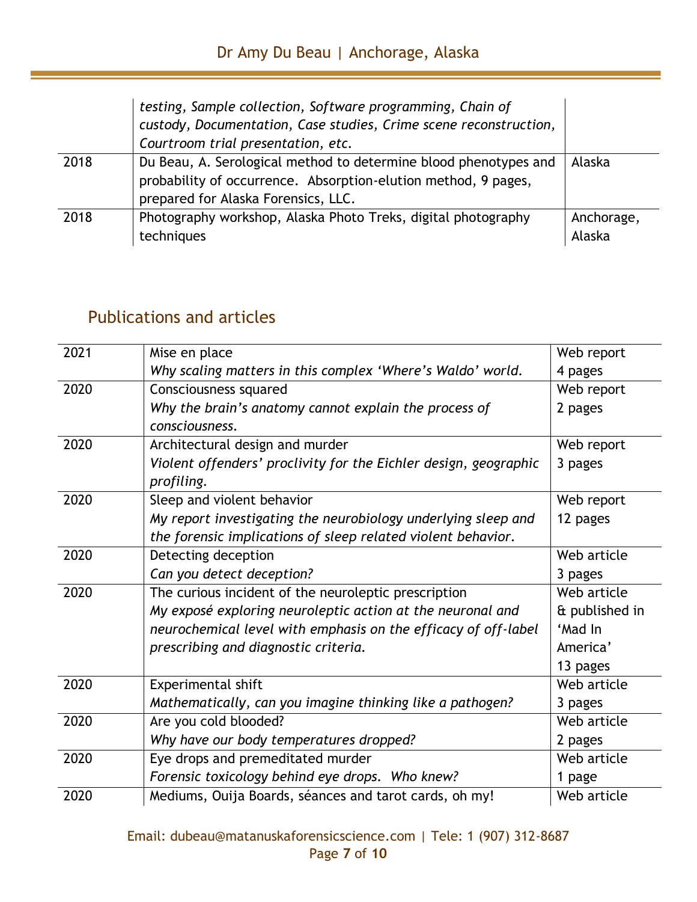| | | |
|---|---|---|
| | *testing, Sample collection, Software programming, Chain of custody, Documentation, Case studies, Crime scene reconstruction, Courtroom trial presentation, etc.* | |
| 2018 | Du Beau, A. Serological method to determine blood phenotypes and probability of occurrence. Absorption-elution method, 9 pages, prepared for Alaska Forensics, LLC. | Alaska |
| 2018 | Photography workshop, Alaska Photo Treks, digital photography techniques | Anchorage, Alaska |

## Publications and articles

| | | |
|---|---|---|
| 2021 | Mise en place<br>*Why scaling matters in this complex 'Where's Waldo' world.* | Web report<br>4 pages |
| 2020 | Consciousness squared<br>*Why the brain's anatomy cannot explain the process of consciousness.* | Web report<br>2 pages |
| 2020 | Architectural design and murder<br>*Violent offenders' proclivity for the Eichler design, geographic profiling.* | Web report<br>3 pages |
| 2020 | Sleep and violent behavior<br>*My report investigating the neurobiology underlying sleep and the forensic implications of sleep related violent behavior.* | Web report<br>12 pages |
| 2020 | Detecting deception<br>*Can you detect deception?* | Web article<br>3 pages |
| 2020 | The curious incident of the neuroleptic prescription<br>*My exposé exploring neuroleptic action at the neuronal and neurochemical level with emphasis on the efficacy of off-label prescribing and diagnostic criteria.* | Web article & published in 'Mad In America'<br>13 pages |
| 2020 | Experimental shift<br>*Mathematically, can you imagine thinking like a pathogen?* | Web article<br>3 pages |
| 2020 | Are you cold blooded?<br>*Why have our body temperatures dropped?* | Web article<br>2 pages |
| 2020 | Eye drops and premeditated murder<br>*Forensic toxicology behind eye drops. Who knew?* | Web article<br>1 page |
| 2020 | Mediums, Ouija Boards, séances and tarot cards, oh my! | Web article |

Email: dubeau@matanuskaforensicscience.com | Tele: 1 (907) 312-8687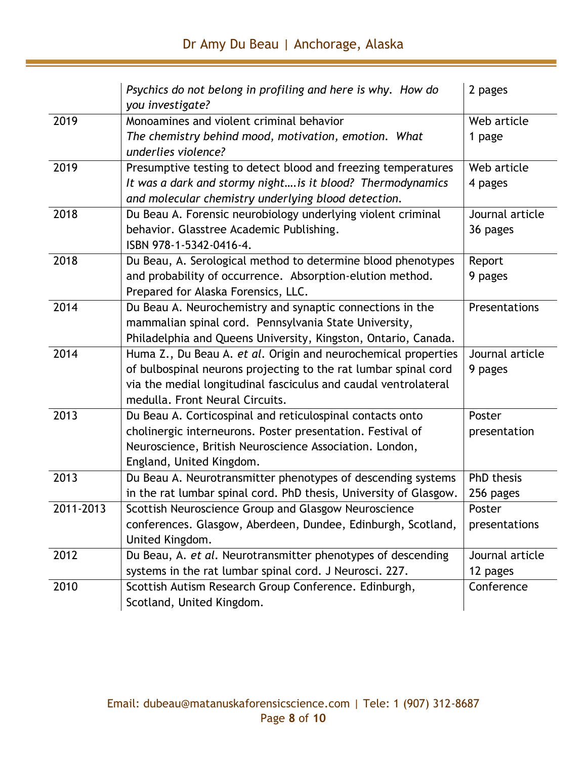| | | |
|---|---|---|
| | *Psychics do not belong in profiling and here is why. How do you investigate?* | 2 pages |
| 2019 | Monoamines and violent criminal behavior<br>*The chemistry behind mood, motivation, emotion. What underlies violence?* | Web article<br>1 page |
| 2019 | Presumptive testing to detect blood and freezing temperatures<br>*It was a dark and stormy night….is it blood? Thermodynamics and molecular chemistry underlying blood detection.* | Web article<br>4 pages |
| 2018 | Du Beau A. Forensic neurobiology underlying violent criminal behavior. Glasstree Academic Publishing.<br>ISBN 978-1-5342-0416-4. | Journal article<br>36 pages |
| 2018 | Du Beau, A. Serological method to determine blood phenotypes and probability of occurrence. Absorption-elution method. Prepared for Alaska Forensics, LLC. | Report<br>9 pages |
| 2014 | Du Beau A. Neurochemistry and synaptic connections in the mammalian spinal cord. Pennsylvania State University, Philadelphia and Queens University, Kingston, Ontario, Canada. | Presentations |
| 2014 | Huma Z., Du Beau A. *et al*. Origin and neurochemical properties of bulbospinal neurons projecting to the rat lumbar spinal cord via the medial longitudinal fasciculus and caudal ventrolateral medulla. Front Neural Circuits. | Journal article<br>9 pages |
| 2013 | Du Beau A. Corticospinal and reticulospinal contacts onto cholinergic interneurons. Poster presentation. Festival of Neuroscience, British Neuroscience Association. London, England, United Kingdom. | Poster presentation |
| 2013 | Du Beau A. Neurotransmitter phenotypes of descending systems in the rat lumbar spinal cord. PhD thesis, University of Glasgow. | PhD thesis<br>256 pages |
| 2011-2013 | Scottish Neuroscience Group and Glasgow Neuroscience conferences. Glasgow, Aberdeen, Dundee, Edinburgh, Scotland, United Kingdom. | Poster presentations |
| 2012 | Du Beau, A. *et al*. Neurotransmitter phenotypes of descending systems in the rat lumbar spinal cord. J Neurosci. 227. | Journal article<br>12 pages |
| 2010 | Scottish Autism Research Group Conference. Edinburgh, Scotland, United Kingdom. | Conference |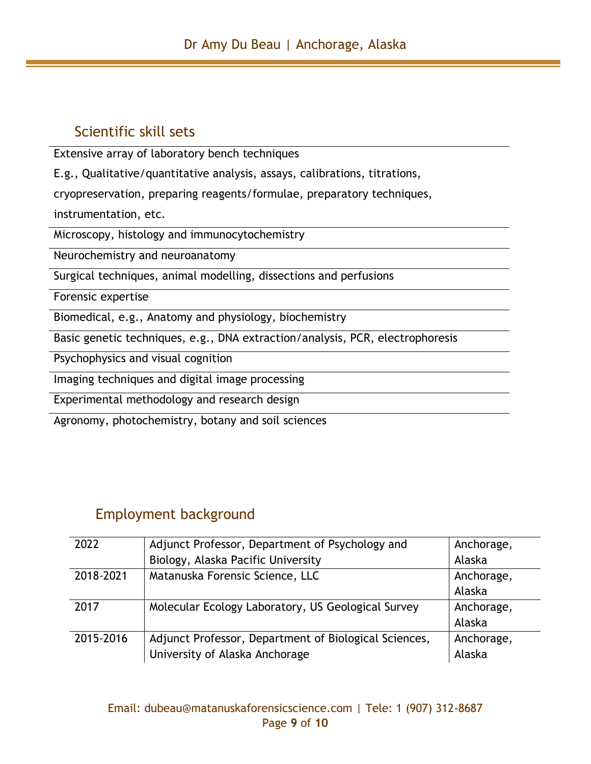## Scientific skill sets

- Extensive array of laboratory bench techniques
  E.g., Qualitative/quantitative analysis, assays, calibrations, titrations, cryopreservation, preparing reagents/formulae, preparatory techniques, instrumentation, etc.
- Microscopy, histology and immunocytochemistry
- Neurochemistry and neuroanatomy
- Surgical techniques, animal modelling, dissections and perfusions
- Forensic expertise
- Biomedical, e.g., Anatomy and physiology, biochemistry
- Basic genetic techniques, e.g., DNA extraction/analysis, PCR, electrophoresis
- Psychophysics and visual cognition
- Imaging techniques and digital image processing
- Experimental methodology and research design
- Agronomy, photochemistry, botany and soil sciences

## Employment background

| Year | Position | Location |
| --- | --- | --- |
| 2022 | Adjunct Professor, Department of Psychology and Biology, Alaska Pacific University | Anchorage, Alaska |
| 2018-2021 | Matanuska Forensic Science, LLC | Anchorage, Alaska |
| 2017 | Molecular Ecology Laboratory, US Geological Survey | Anchorage, Alaska |
| 2015-2016 | Adjunct Professor, Department of Biological Sciences, University of Alaska Anchorage | Anchorage, Alaska |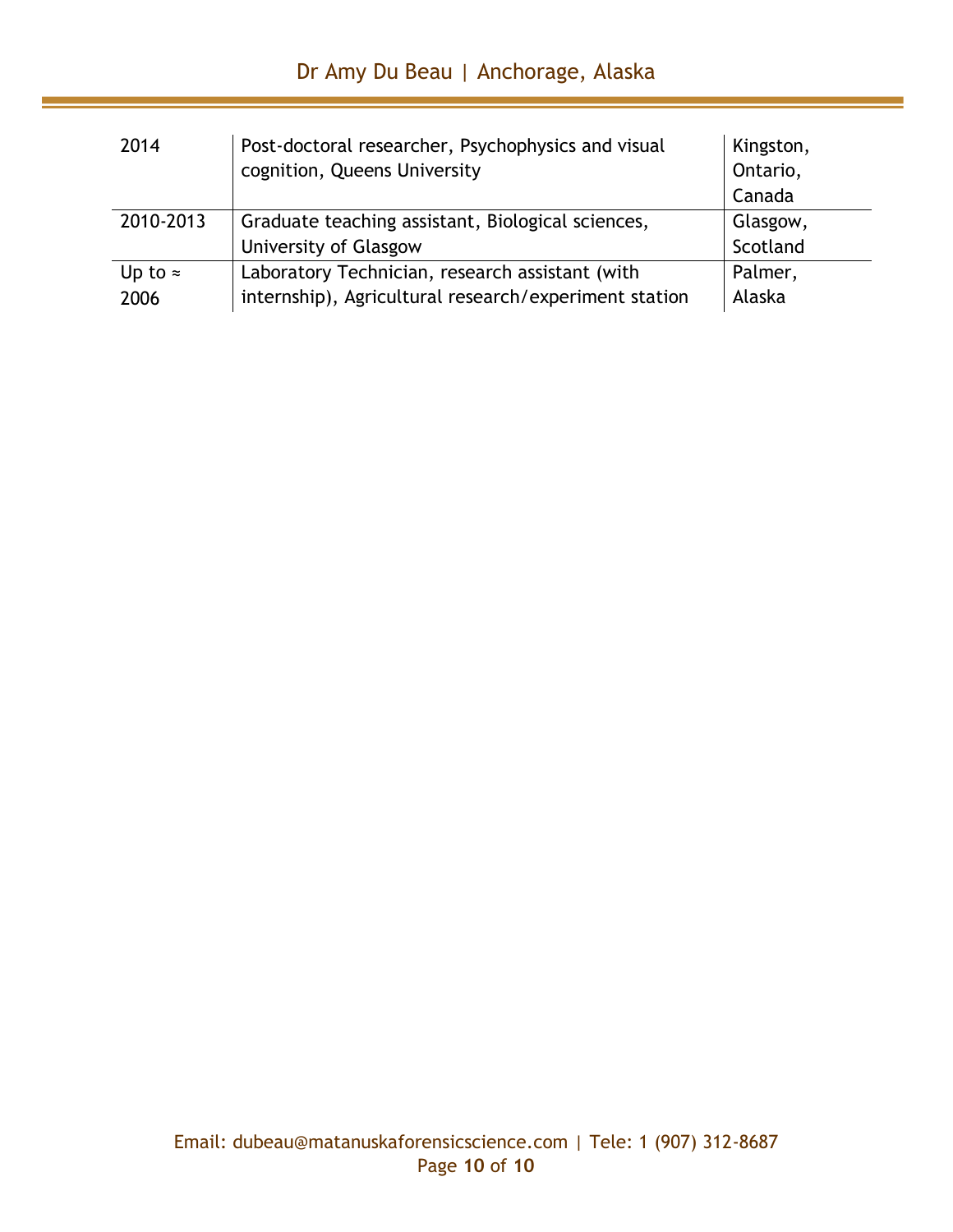| | | |
|---|---|---|
| 2014 | Post-doctoral researcher, Psychophysics and visual cognition, Queens University | Kingston, Ontario, Canada |
| 2010-2013 | Graduate teaching assistant, Biological sciences, University of Glasgow | Glasgow, Scotland |
| Up to ≈ 2006 | Laboratory Technician, research assistant (with internship), Agricultural research/experiment station | Palmer, Alaska |